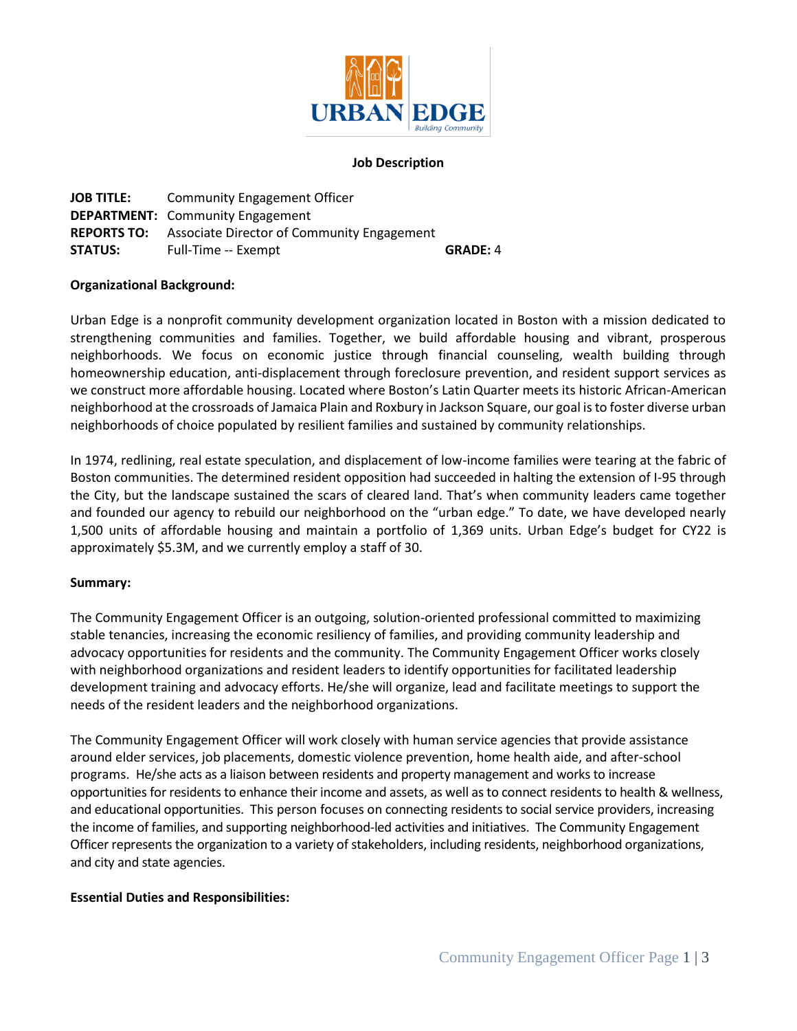**Job Description**

**JOB TITLE:** Community Engagement Officer
**DEPARTMENT:** Community Engagement
**REPORTS TO:** Associate Director of Community Engagement
**STATUS:** Full-Time -- Exempt **GRADE:** 4

**Organizational Background:**

Urban Edge is a nonprofit community development organization located in Boston with a mission dedicated to strengthening communities and families. Together, we build affordable housing and vibrant, prosperous neighborhoods. We focus on economic justice through financial counseling, wealth building through homeownership education, anti-displacement through foreclosure prevention, and resident support services as we construct more affordable housing. Located where Boston's Latin Quarter meets its historic African-American neighborhood at the crossroads of Jamaica Plain and Roxbury in Jackson Square, our goal is to foster diverse urban neighborhoods of choice populated by resilient families and sustained by community relationships.

In 1974, redlining, real estate speculation, and displacement of low-income families were tearing at the fabric of Boston communities. The determined resident opposition had succeeded in halting the extension of I-95 through the City, but the landscape sustained the scars of cleared land. That's when community leaders came together and founded our agency to rebuild our neighborhood on the "urban edge." To date, we have developed nearly 1,500 units of affordable housing and maintain a portfolio of 1,369 units. Urban Edge's budget for CY22 is approximately $5.3M, and we currently employ a staff of 30.

**Summary:**

The Community Engagement Officer is an outgoing, solution-oriented professional committed to maximizing stable tenancies, increasing the economic resiliency of families, and providing community leadership and advocacy opportunities for residents and the community. The Community Engagement Officer works closely with neighborhood organizations and resident leaders to identify opportunities for facilitated leadership development training and advocacy efforts. He/she will organize, lead and facilitate meetings to support the needs of the resident leaders and the neighborhood organizations.

The Community Engagement Officer will work closely with human service agencies that provide assistance around elder services, job placements, domestic violence prevention, home health aide, and after-school programs. He/she acts as a liaison between residents and property management and works to increase opportunities for residents to enhance their income and assets, as well as to connect residents to health & wellness, and educational opportunities. This person focuses on connecting residents to social service providers, increasing the income of families, and supporting neighborhood-led activities and initiatives. The Community Engagement Officer represents the organization to a variety of stakeholders, including residents, neighborhood organizations, and city and state agencies.

**Essential Duties and Responsibilities:**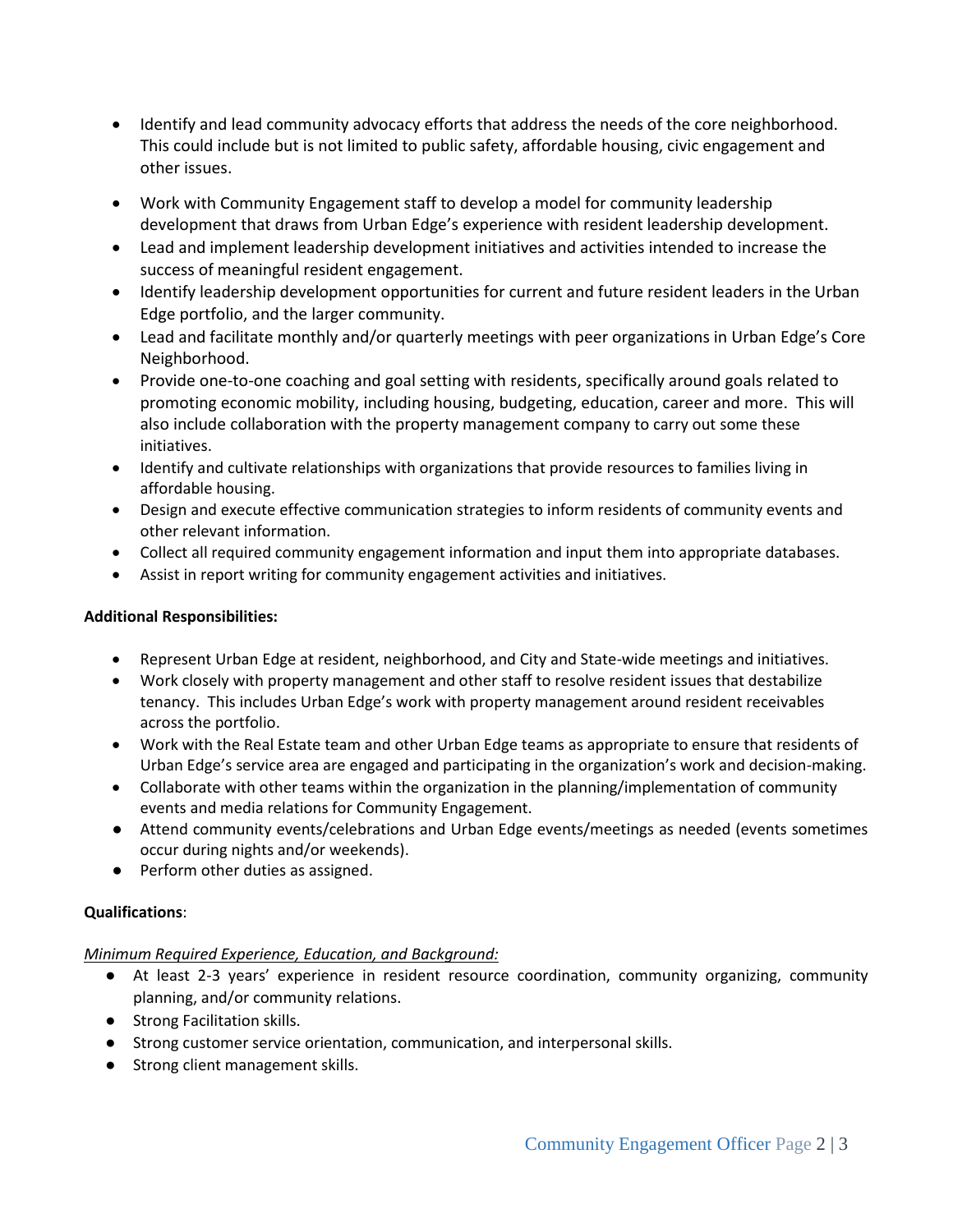- Identify and lead community advocacy efforts that address the needs of the core neighborhood. This could include but is not limited to public safety, affordable housing, civic engagement and other issues.

- Work with Community Engagement staff to develop a model for community leadership development that draws from Urban Edge's experience with resident leadership development.
- Lead and implement leadership development initiatives and activities intended to increase the success of meaningful resident engagement.
- Identify leadership development opportunities for current and future resident leaders in the Urban Edge portfolio, and the larger community.
- Lead and facilitate monthly and/or quarterly meetings with peer organizations in Urban Edge's Core Neighborhood.
- Provide one-to-one coaching and goal setting with residents, specifically around goals related to promoting economic mobility, including housing, budgeting, education, career and more. This will also include collaboration with the property management company to carry out some these initiatives.
- Identify and cultivate relationships with organizations that provide resources to families living in affordable housing.
- Design and execute effective communication strategies to inform residents of community events and other relevant information.
- Collect all required community engagement information and input them into appropriate databases.
- Assist in report writing for community engagement activities and initiatives.

**Additional Responsibilities:**

- Represent Urban Edge at resident, neighborhood, and City and State-wide meetings and initiatives.
- Work closely with property management and other staff to resolve resident issues that destabilize tenancy. This includes Urban Edge's work with property management around resident receivables across the portfolio.
- Work with the Real Estate team and other Urban Edge teams as appropriate to ensure that residents of Urban Edge's service area are engaged and participating in the organization's work and decision-making.
- Collaborate with other teams within the organization in the planning/implementation of community events and media relations for Community Engagement.
- Attend community events/celebrations and Urban Edge events/meetings as needed (events sometimes occur during nights and/or weekends).
- Perform other duties as assigned.

**Qualifications**:

*Minimum Required Experience, Education, and Background:*

- At least 2-3 years' experience in resident resource coordination, community organizing, community planning, and/or community relations.
- Strong Facilitation skills.
- Strong customer service orientation, communication, and interpersonal skills.
- Strong client management skills.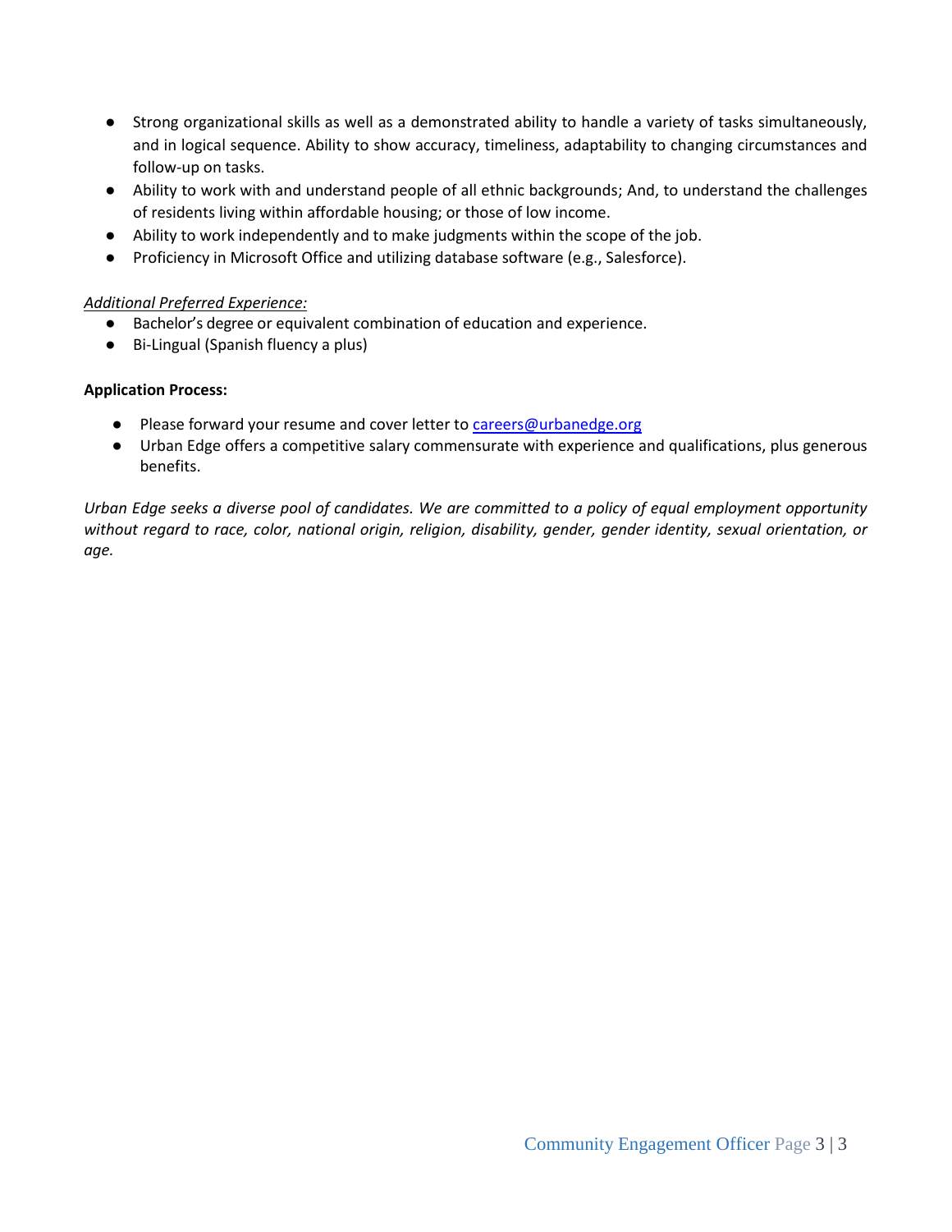- Strong organizational skills as well as a demonstrated ability to handle a variety of tasks simultaneously, and in logical sequence. Ability to show accuracy, timeliness, adaptability to changing circumstances and follow-up on tasks.
- Ability to work with and understand people of all ethnic backgrounds; And, to understand the challenges of residents living within affordable housing; or those of low income.
- Ability to work independently and to make judgments within the scope of the job.
- Proficiency in Microsoft Office and utilizing database software (e.g., Salesforce).

*Additional Preferred Experience:*

- Bachelor's degree or equivalent combination of education and experience.
- Bi-Lingual (Spanish fluency a plus)

**Application Process:**

- Please forward your resume and cover letter to careers@urbanedge.org
- Urban Edge offers a competitive salary commensurate with experience and qualifications, plus generous benefits.

*Urban Edge seeks a diverse pool of candidates. We are committed to a policy of equal employment opportunity without regard to race, color, national origin, religion, disability, gender, gender identity, sexual orientation, or age.*